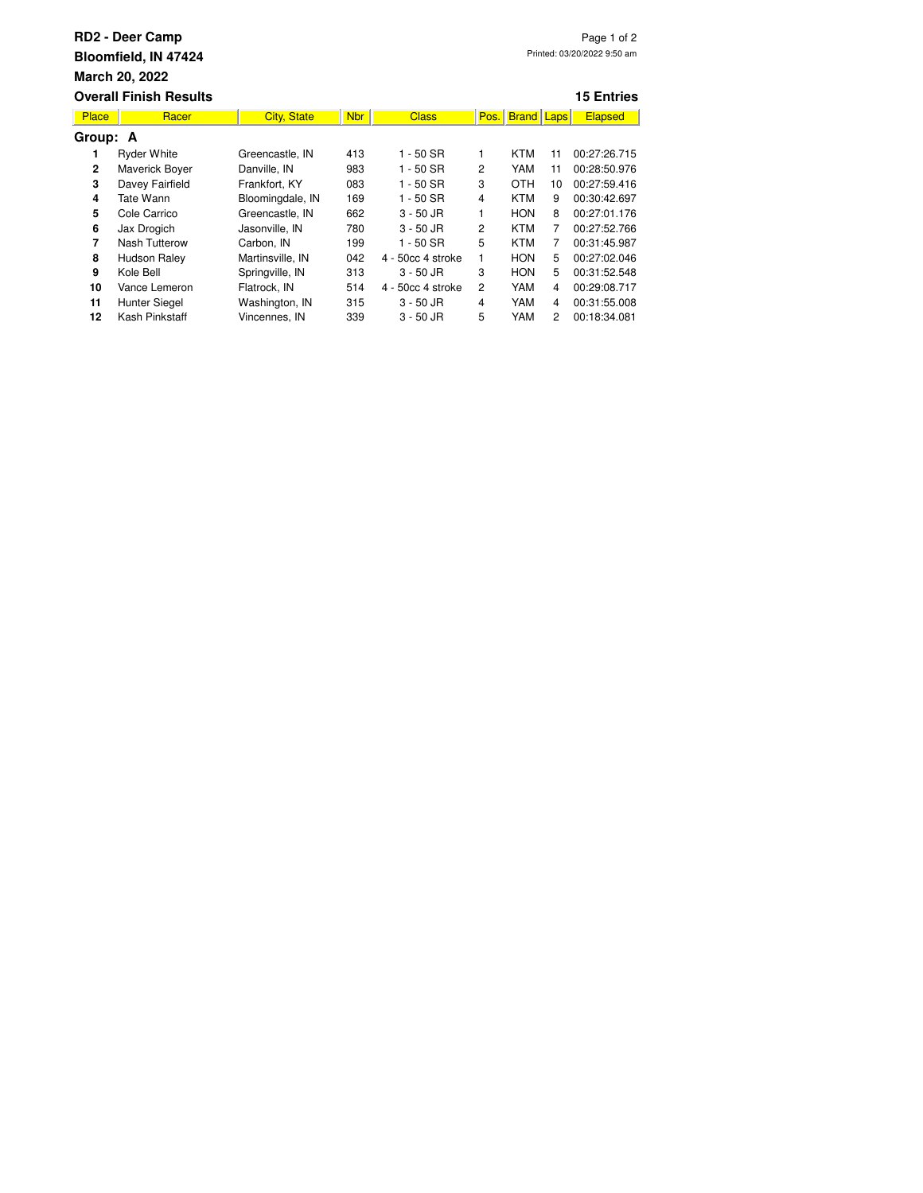**RD2 - Deer Camp**

**Bloomfield, IN 47424**

**March 20, 2022**

Printed: 03/20/2022 9:50 am

**Overall Finish Results** **15 Entries**

| Place | Racer | City, State | Nbr | Class | Pos. | Brand | Laps | Elapsed |
|---|---|---|---|---|---|---|---|---|
| **Group: A** | | | | | | | | |
| **1** | Ryder White | Greencastle, IN | 413 | 1 - 50 SR | 1 | KTM | 11 | 00:27:26.715 |
| **2** | Maverick Boyer | Danville, IN | 983 | 1 - 50 SR | 2 | YAM | 11 | 00:28:50.976 |
| **3** | Davey Fairfield | Frankfort, KY | 083 | 1 - 50 SR | 3 | OTH | 10 | 00:27:59.416 |
| **4** | Tate Wann | Bloomingdale, IN | 169 | 1 - 50 SR | 4 | KTM | 9 | 00:30:42.697 |
| **5** | Cole Carrico | Greencastle, IN | 662 | 3 - 50 JR | 1 | HON | 8 | 00:27:01.176 |
| **6** | Jax Drogich | Jasonville, IN | 780 | 3 - 50 JR | 2 | KTM | 7 | 00:27:52.766 |
| **7** | Nash Tutterow | Carbon, IN | 199 | 1 - 50 SR | 5 | KTM | 7 | 00:31:45.987 |
| **8** | Hudson Raley | Martinsville, IN | 042 | 4 - 50cc 4 stroke | 1 | HON | 5 | 00:27:02.046 |
| **9** | Kole Bell | Springville, IN | 313 | 3 - 50 JR | 3 | HON | 5 | 00:31:52.548 |
| **10** | Vance Lemeron | Flatrock, IN | 514 | 4 - 50cc 4 stroke | 2 | YAM | 4 | 00:29:08.717 |
| **11** | Hunter Siegel | Washington, IN | 315 | 3 - 50 JR | 4 | YAM | 4 | 00:31:55.008 |
| **12** | Kash Pinkstaff | Vincennes, IN | 339 | 3 - 50 JR | 5 | YAM | 2 | 00:18:34.081 |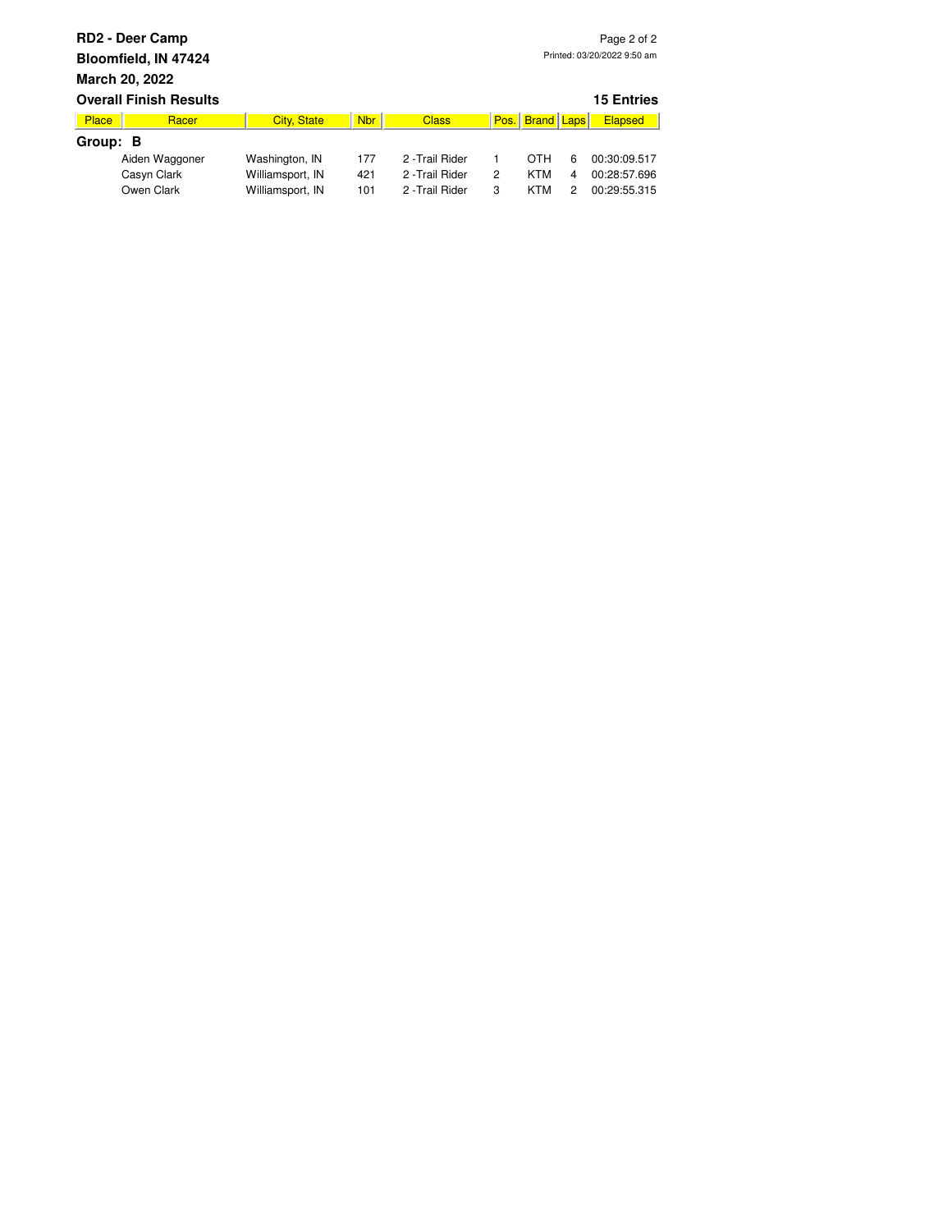**RD2 - Deer Camp**
**Bloomfield, IN 47424**
**March 20, 2022**

Printed: 03/20/2022 9:50 am

**Overall Finish Results** **15 Entries**

| Place | Racer | City, State | Nbr | Class | Pos. | Brand | Laps | Elapsed |
|---|---|---|---|---|---|---|---|---|
| **Group: B** | | | | | | | | |
| | Aiden Waggoner | Washington, IN | 177 | 2 -Trail Rider | 1 | OTH | 6 | 00:30:09.517 |
| | Casyn Clark | Williamsport, IN | 421 | 2 -Trail Rider | 2 | KTM | 4 | 00:28:57.696 |
| | Owen Clark | Williamsport, IN | 101 | 2 -Trail Rider | 3 | KTM | 2 | 00:29:55.315 |